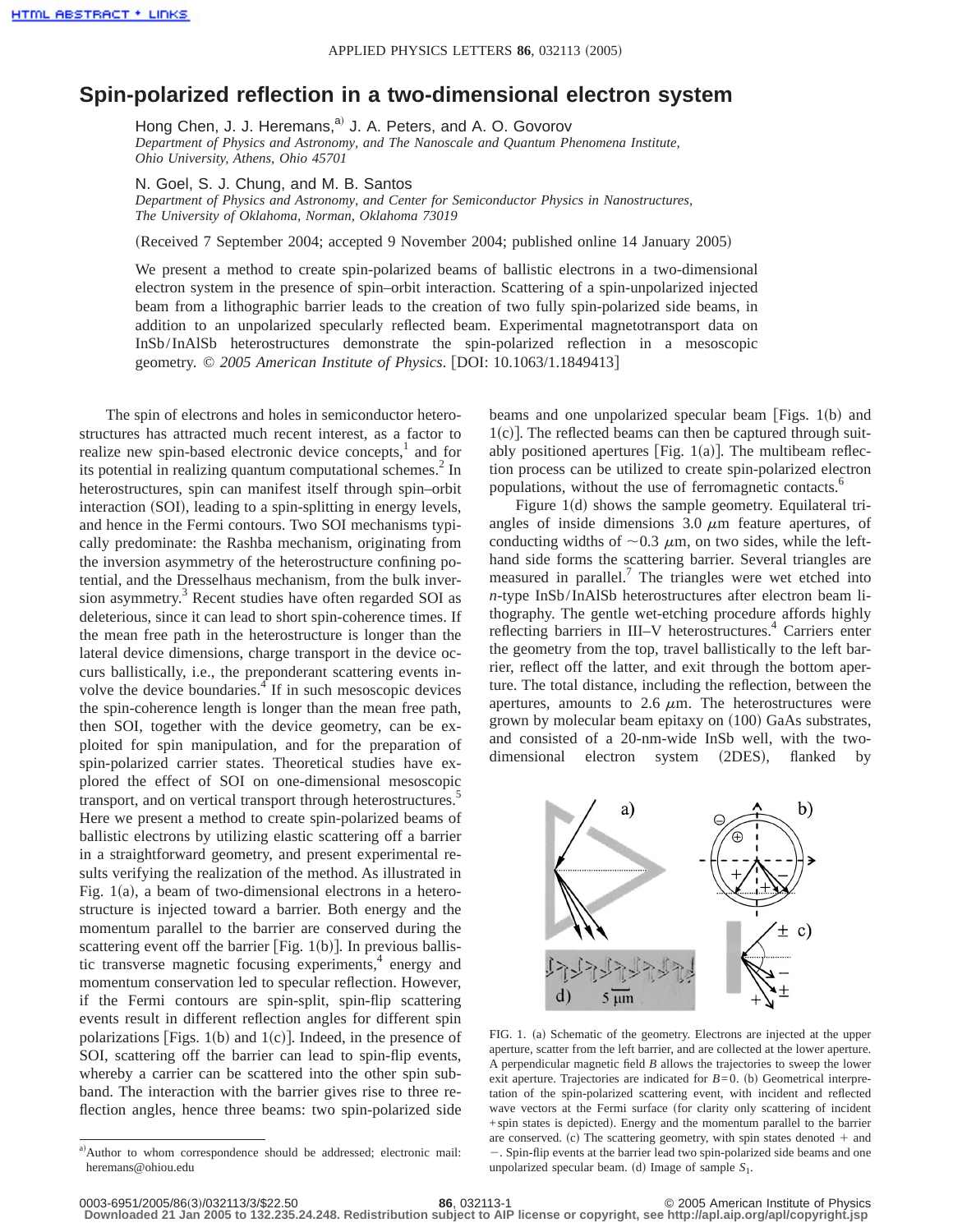# Spin-polarized reflection in a two-dimensional electron system

Hong Chen, J. J. Heremans,[a] J. A. Peters, and A. O. Govorov
*Department of Physics and Astronomy, and The Nanoscale and Quantum Phenomena Institute, Ohio University, Athens, Ohio 45701*

N. Goel, S. J. Chung, and M. B. Santos
*Department of Physics and Astronomy, and Center for Semiconductor Physics in Nanostructures, The University of Oklahoma, Norman, Oklahoma 73019*

(Received 7 September 2004; accepted 9 November 2004; published online 14 January 2005)

We present a method to create spin-polarized beams of ballistic electrons in a two-dimensional electron system in the presence of spin–orbit interaction. Scattering of a spin-unpolarized injected beam from a lithographic barrier leads to the creation of two fully spin-polarized side beams, in addition to an unpolarized specularly reflected beam. Experimental magnetotransport data on InSb/InAlSb heterostructures demonstrate the spin-polarized reflection in a mesoscopic geometry. © *2005 American Institute of Physics*. [DOI: 10.1063/1.1849413]

The spin of electrons and holes in semiconductor heterostructures has attracted much recent interest, as a factor to realize new spin-based electronic device concepts,[1] and for its potential in realizing quantum computational schemes.[2] In heterostructures, spin can manifest itself through spin–orbit interaction (SOI), leading to a spin-splitting in energy levels, and hence in the Fermi contours. Two SOI mechanisms typically predominate: the Rashba mechanism, originating from the inversion asymmetry of the heterostructure confining potential, and the Dresselhaus mechanism, from the bulk inversion asymmetry.[3] Recent studies have often regarded SOI as deleterious, since it can lead to short spin-coherence times. If the mean free path in the heterostructure is longer than the lateral device dimensions, charge transport in the device occurs ballistically, i.e., the preponderant scattering events involve the device boundaries.[4] If in such mesoscopic devices the spin-coherence length is longer than the mean free path, then SOI, together with the device geometry, can be exploited for spin manipulation, and for the preparation of spin-polarized carrier states. Theoretical studies have explored the effect of SOI on one-dimensional mesoscopic transport, and on vertical transport through heterostructures.[5] Here we present a method to create spin-polarized beams of ballistic electrons by utilizing elastic scattering off a barrier in a straightforward geometry, and present experimental results verifying the realization of the method. As illustrated in Fig. 1(a), a beam of two-dimensional electrons in a heterostructure is injected toward a barrier. Both energy and the momentum parallel to the barrier are conserved during the scattering event off the barrier [Fig. 1(b)]. In previous ballistic transverse magnetic focusing experiments,[4] energy and momentum conservation led to specular reflection. However, if the Fermi contours are spin-split, spin-flip scattering events result in different reflection angles for different spin polarizations [Figs. 1(b) and 1(c)]. Indeed, in the presence of SOI, scattering off the barrier can lead to spin-flip events, whereby a carrier can be scattered into the other spin subband. The interaction with the barrier gives rise to three reflection angles, hence three beams: two spin-polarized side beams and one unpolarized specular beam [Figs. 1(b) and 1(c)]. The reflected beams can then be captured through suitably positioned apertures [Fig. 1(a)]. The multibeam reflection process can be utilized to create spin-polarized electron populations, without the use of ferromagnetic contacts.[6]

Figure 1(d) shows the sample geometry. Equilateral triangles of inside dimensions 3.0 $\mu$m feature apertures, of conducting widths of $\sim$0.3 $\mu$m, on two sides, while the left-hand side forms the scattering barrier. Several triangles are measured in parallel.[7] The triangles were wet etched into $n$-type InSb/InAlSb heterostructures after electron beam lithography. The gentle wet-etching procedure affords highly reflecting barriers in III–V heterostructures.[4] Carriers enter the geometry from the top, travel ballistically to the left barrier, reflect off the latter, and exit through the bottom aperture. The total distance, including the reflection, between the apertures, amounts to 2.6 $\mu$m. The heterostructures were grown by molecular beam epitaxy on (100) GaAs substrates, and consisted of a 20-nm-wide InSb well, with the two-dimensional electron system (2DES), flanked by

FIG. 1. (a) Schematic of the geometry. Electrons are injected at the upper aperture, scatter from the left barrier, and are collected at the lower aperture. A perpendicular magnetic field $B$ allows the trajectories to sweep the lower exit aperture. Trajectories are indicated for $B=0$. (b) Geometrical interpretation of the spin-polarized scattering event, with incident and reflected wave vectors at the Fermi surface (for clarity only scattering of incident +spin states is depicted). Energy and the momentum parallel to the barrier are conserved. (c) The scattering geometry, with spin states denoted + and −. Spin-flip events at the barrier lead two spin-polarized side beams and one unpolarized specular beam. (d) Image of sample $S_1$.

[a]Author to whom correspondence should be addressed; electronic mail: heremans@ohiou.edu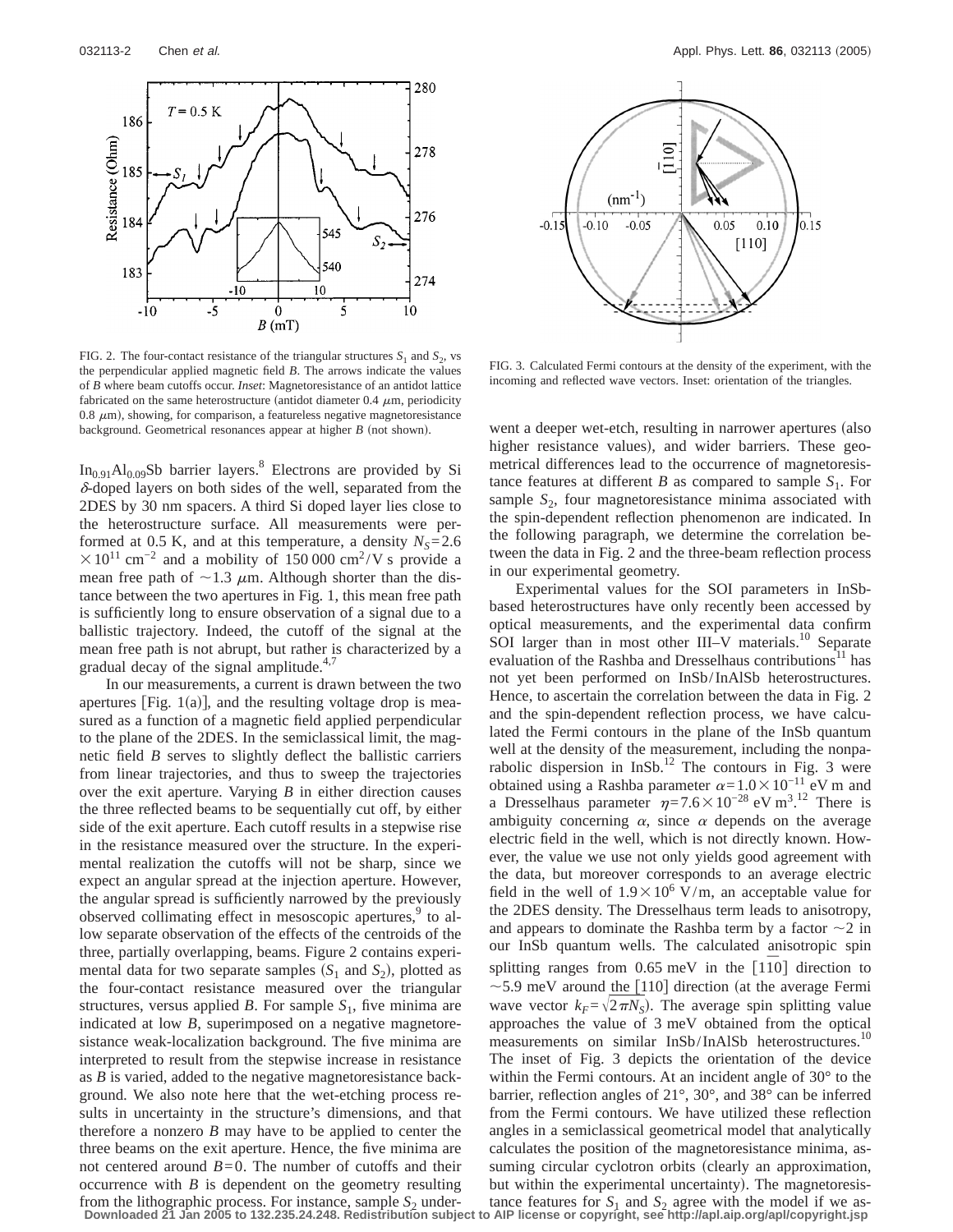FIG. 2. The four-contact resistance of the triangular structures $S_1$ and $S_2$, vs the perpendicular applied magnetic field $B$. The arrows indicate the values of $B$ where beam cutoffs occur. *Inset*: Magnetoresistance of an antidot lattice fabricated on the same heterostructure (antidot diameter 0.4 $\mu$m, periodicity 0.8 $\mu$m), showing, for comparison, a featureless negative magnetoresistance background. Geometrical resonances appear at higher $B$ (not shown).

FIG. 3. Calculated Fermi contours at the density of the experiment, with the incoming and reflected wave vectors. Inset: orientation of the triangles.

$In_{0.91}Al_{0.09}Sb$ barrier layers.[8] Electrons are provided by Si $\delta$-doped layers on both sides of the well, separated from the 2DES by 30 nm spacers. A third Si doped layer lies close to the heterostructure surface. All measurements were performed at 0.5 K, and at this temperature, a density $N_S = 2.6 \times 10^{11}$ cm$^{-2}$ and a mobility of 150 000 cm$^2$/V s provide a mean free path of $\sim$1.3 $\mu$m. Although shorter than the distance between the two apertures in Fig. 1, this mean free path is sufficiently long to ensure observation of a signal due to a ballistic trajectory. Indeed, the cutoff of the signal at the mean free path is not abrupt, but rather is characterized by a gradual decay of the signal amplitude.[4,7]

In our measurements, a current is drawn between the two apertures [Fig. 1(a)], and the resulting voltage drop is measured as a function of a magnetic field applied perpendicular to the plane of the 2DES. In the semiclassical limit, the magnetic field $B$ serves to slightly deflect the ballistic carriers from linear trajectories, and thus to sweep the trajectories over the exit aperture. Varying $B$ in either direction causes the three reflected beams to be sequentially cut off, by either side of the exit aperture. Each cutoff results in a stepwise rise in the resistance measured over the structure. In the experimental realization the cutoffs will not be sharp, since we expect an angular spread at the injection aperture. However, the angular spread is sufficiently narrowed by the previously observed collimating effect in mesoscopic apertures,[9] to allow separate observation of the effects of the centroids of the three, partially overlapping, beams. Figure 2 contains experimental data for two separate samples ($S_1$ and $S_2$), plotted as the four-contact resistance measured over the triangular structures, versus applied $B$. For sample $S_1$, five minima are indicated at low $B$, superimposed on a negative magnetoresistance weak-localization background. The five minima are interpreted to result from the stepwise increase in resistance as $B$ is varied, added to the negative magnetoresistance background. We also note here that the wet-etching process results in uncertainty in the structure's dimensions, and that therefore a nonzero $B$ may have to be applied to center the three beams on the exit aperture. Hence, the five minima are not centered around $B=0$. The number of cutoffs and their occurrence with $B$ is dependent on the geometry resulting from the lithographic process. For instance, sample $S_2$ underwent a deeper wet-etch, resulting in narrower apertures (also higher resistance values), and wider barriers. These geometrical differences lead to the occurrence of magnetoresistance features at different $B$ as compared to sample $S_1$. For sample $S_2$, four magnetoresistance minima associated with the spin-dependent reflection phenomenon are indicated. In the following paragraph, we determine the correlation between the data in Fig. 2 and the three-beam reflection process in our experimental geometry.

Experimental values for the SOI parameters in InSb-based heterostructures have only recently been accessed by optical measurements, and the experimental data confirm SOI larger than in most other III–V materials.[10] Separate evaluation of the Rashba and Dresselhaus contributions[11] has not yet been performed on InSb/InAlSb heterostructures. Hence, to ascertain the correlation between the data in Fig. 2 and the spin-dependent reflection process, we have calculated the Fermi contours in the plane of the InSb quantum well at the density of the measurement, including the nonparabolic dispersion in InSb.[12] The contours in Fig. 3 were obtained using a Rashba parameter $\alpha = 1.0 \times 10^{-11}$ eV m and a Dresselhaus parameter $\eta = 7.6 \times 10^{-28}$ eV m$^3$.[12] There is ambiguity concerning $\alpha$, since $\alpha$ depends on the average electric field in the well, which is not directly known. However, the value we use not only yields good agreement with the data, but moreover corresponds to an average electric field in the well of $1.9 \times 10^6$ V/m, an acceptable value for the 2DES density. The Dresselhaus term leads to anisotropy, and appears to dominate the Rashba term by a factor $\sim$2 in our InSb quantum wells. The calculated anisotropic spin splitting ranges from 0.65 meV in the $[\bar{1}10]$ direction to $\sim$5.9 meV around the [110] direction (at the average Fermi wave vector $k_F = \sqrt{2\pi N_S}$). The average spin splitting value approaches the value of 3 meV obtained from the optical measurements on similar InSb/InAlSb heterostructures.[10] The inset of Fig. 3 depicts the orientation of the device within the Fermi contours. At an incident angle of 30° to the barrier, reflection angles of 21°, 30°, and 38° can be inferred from the Fermi contours. We have utilized these reflection angles in a semiclassical geometrical model that analytically calculates the position of the magnetoresistance minima, assuming circular cyclotron orbits (clearly an approximation, but within the experimental uncertainty). The magnetoresistance features for $S_1$ and $S_2$ agree with the model if we as-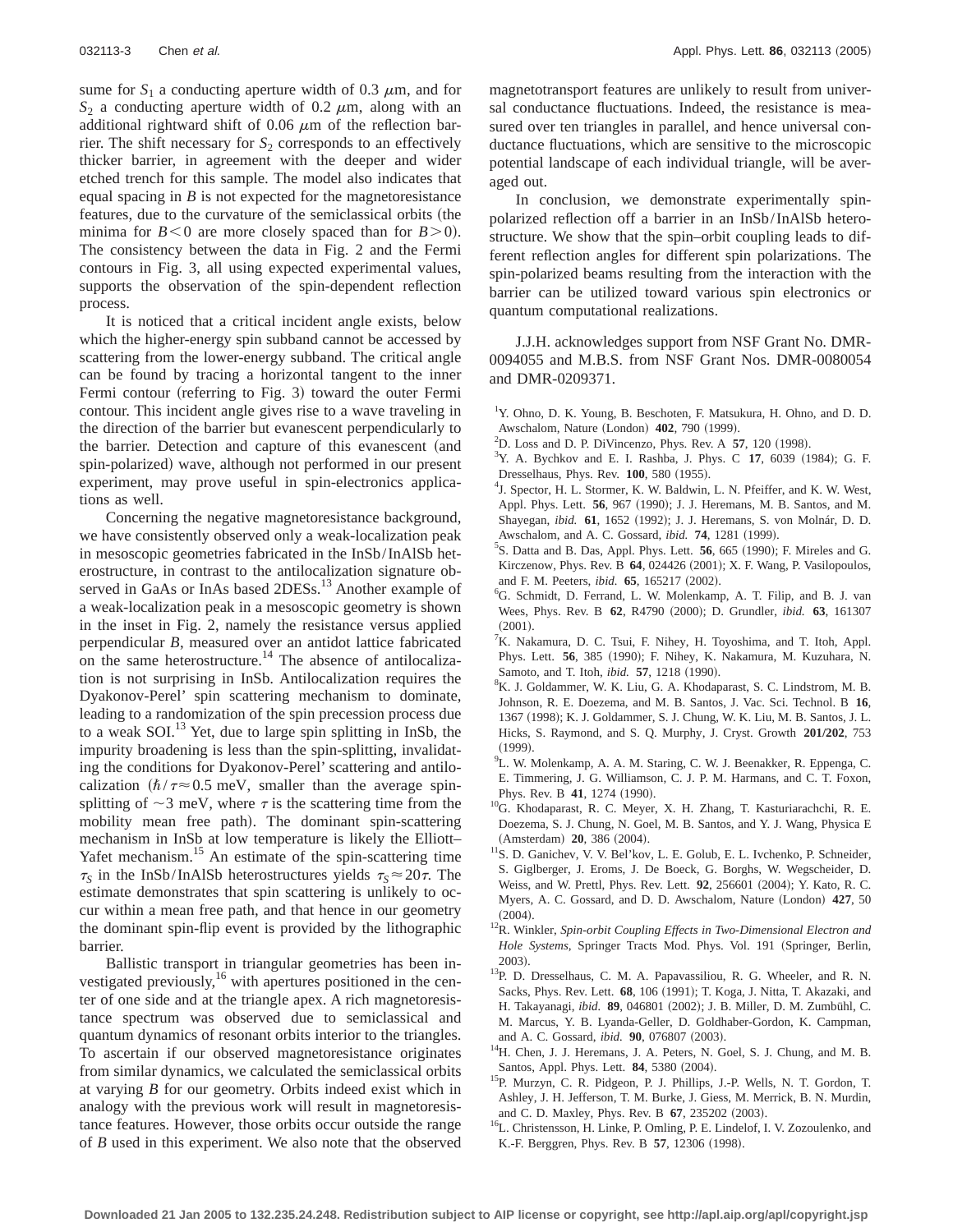sume for $S_1$ a conducting aperture width of 0.3 $\mu$m, and for $S_2$ a conducting aperture width of 0.2 $\mu$m, along with an additional rightward shift of 0.06 $\mu$m of the reflection barrier. The shift necessary for $S_2$ corresponds to an effectively thicker barrier, in agreement with the deeper and wider etched trench for this sample. The model also indicates that equal spacing in $B$ is not expected for the magnetoresistance features, due to the curvature of the semiclassical orbits (the minima for $B<0$ are more closely spaced than for $B>0$). The consistency between the data in Fig. 2 and the Fermi contours in Fig. 3, all using expected experimental values, supports the observation of the spin-dependent reflection process.

It is noticed that a critical incident angle exists, below which the higher-energy spin subband cannot be accessed by scattering from the lower-energy subband. The critical angle can be found by tracing a horizontal tangent to the inner Fermi contour (referring to Fig. 3) toward the outer Fermi contour. This incident angle gives rise to a wave traveling in the direction of the barrier but evanescent perpendicularly to the barrier. Detection and capture of this evanescent (and spin-polarized) wave, although not performed in our present experiment, may prove useful in spin-electronics applications as well.

Concerning the negative magnetoresistance background, we have consistently observed only a weak-localization peak in mesoscopic geometries fabricated in the InSb/InAlSb heterostructure, in contrast to the antilocalization signature observed in GaAs or InAs based 2DESs.[13] Another example of a weak-localization peak in a mesoscopic geometry is shown in the inset in Fig. 2, namely the resistance versus applied perpendicular $B$, measured over an antidot lattice fabricated on the same heterostructure.[14] The absence of antilocalization is not surprising in InSb. Antilocalization requires the Dyakonov-Perel' spin scattering mechanism to dominate, leading to a randomization of the spin precession process due to a weak SOI.[13] Yet, due to large spin splitting in InSb, the impurity broadening is less than the spin-splitting, invalidating the conditions for Dyakonov-Perel' scattering and antilocalization ($\hbar/\tau \approx 0.5$ meV, smaller than the average spin-splitting of $\sim$3 meV, where $\tau$ is the scattering time from the mobility mean free path). The dominant spin-scattering mechanism in InSb at low temperature is likely the Elliott–Yafet mechanism.[15] An estimate of the spin-scattering time $\tau_S$ in the InSb/InAlSb heterostructures yields $\tau_S \approx 20\tau$. The estimate demonstrates that spin scattering is unlikely to occur within a mean free path, and that hence in our geometry the dominant spin-flip event is provided by the lithographic barrier.

Ballistic transport in triangular geometries has been investigated previously,[16] with apertures positioned in the center of one side and at the triangle apex. A rich magnetoresistance spectrum was observed due to semiclassical and quantum dynamics of resonant orbits interior to the triangles. To ascertain if our observed magnetoresistance originates from similar dynamics, we calculated the semiclassical orbits at varying $B$ for our geometry. Orbits indeed exist which in analogy with the previous work will result in magnetoresistance features. However, those orbits occur outside the range of $B$ used in this experiment. We also note that the observed magnetotransport features are unlikely to result from universal conductance fluctuations. Indeed, the resistance is measured over ten triangles in parallel, and hence universal conductance fluctuations, which are sensitive to the microscopic potential landscape of each individual triangle, will be averaged out.

In conclusion, we demonstrate experimentally spin-polarized reflection off a barrier in an InSb/InAlSb heterostructure. We show that the spin–orbit coupling leads to different reflection angles for different spin polarizations. The spin-polarized beams resulting from the interaction with the barrier can be utilized toward various spin electronics or quantum computational realizations.

J.J.H. acknowledges support from NSF Grant No. DMR-0094055 and M.B.S. from NSF Grant Nos. DMR-0080054 and DMR-0209371.

[1] Y. Ohno, D. K. Young, B. Beschoten, F. Matsukura, H. Ohno, and D. D. Awschalom, Nature (London) **402**, 790 (1999).
[2] D. Loss and D. P. DiVincenzo, Phys. Rev. A **57**, 120 (1998).
[3] Y. A. Bychkov and E. I. Rashba, J. Phys. C **17**, 6039 (1984); G. F. Dresselhaus, Phys. Rev. **100**, 580 (1955).
[4] J. Spector, H. L. Stormer, K. W. Baldwin, L. N. Pfeiffer, and K. W. West, Appl. Phys. Lett. **56**, 967 (1990); J. J. Heremans, M. B. Santos, and M. Shayegan, *ibid.* **61**, 1652 (1992); J. J. Heremans, S. von Molnár, D. D. Awschalom, and A. C. Gossard, *ibid.* **74**, 1281 (1999).
[5] S. Datta and B. Das, Appl. Phys. Lett. **56**, 665 (1990); F. Mireles and G. Kirczenow, Phys. Rev. B **64**, 024426 (2001); X. F. Wang, P. Vasilopoulos, and F. M. Peeters, *ibid.* **65**, 165217 (2002).
[6] G. Schmidt, D. Ferrand, L. W. Molenkamp, A. T. Filip, and B. J. van Wees, Phys. Rev. B **62**, R4790 (2000); D. Grundler, *ibid.* **63**, 161307 (2001).
[7] K. Nakamura, D. C. Tsui, F. Nihey, H. Toyoshima, and T. Itoh, Appl. Phys. Lett. **56**, 385 (1990); F. Nihey, K. Nakamura, M. Kuzuhara, N. Samoto, and T. Itoh, *ibid.* **57**, 1218 (1990).
[8] K. J. Goldammer, W. K. Liu, G. A. Khodaparast, S. C. Lindstrom, M. B. Johnson, R. E. Doezema, and M. B. Santos, J. Vac. Sci. Technol. B **16**, 1367 (1998); K. J. Goldammer, S. J. Chung, W. K. Liu, M. B. Santos, J. L. Hicks, S. Raymond, and S. Q. Murphy, J. Cryst. Growth **201/202**, 753 (1999).
[9] L. W. Molenkamp, A. A. M. Staring, C. W. J. Beenakker, R. Eppenga, C. E. Timmering, J. G. Williamson, C. J. P. M. Harmans, and C. T. Foxon, Phys. Rev. B **41**, 1274 (1990).
[10] G. Khodaparast, R. C. Meyer, X. H. Zhang, T. Kasturiarachchi, R. E. Doezema, S. J. Chung, N. Goel, M. B. Santos, and Y. J. Wang, Physica E (Amsterdam) **20**, 386 (2004).
[11] S. D. Ganichev, V. V. Bel'kov, L. E. Golub, E. L. Ivchenko, P. Schneider, S. Giglberger, J. Eroms, J. De Boeck, G. Borghs, W. Wegscheider, D. Weiss, and W. Prettl, Phys. Rev. Lett. **92**, 256601 (2004); Y. Kato, R. C. Myers, A. C. Gossard, and D. D. Awschalom, Nature (London) **427**, 50 (2004).
[12] R. Winkler, *Spin-orbit Coupling Effects in Two-Dimensional Electron and Hole Systems*, Springer Tracts Mod. Phys. Vol. 191 (Springer, Berlin, 2003).
[13] P. D. Dresselhaus, C. M. A. Papavassiliou, R. G. Wheeler, and R. N. Sacks, Phys. Rev. Lett. **68**, 106 (1991); T. Koga, J. Nitta, T. Akazaki, and H. Takayanagi, *ibid.* **89**, 046801 (2002); J. B. Miller, D. M. Zumbühl, C. M. Marcus, Y. B. Lyanda-Geller, D. Goldhaber-Gordon, K. Campman, and A. C. Gossard, *ibid.* **90**, 076807 (2003).
[14] H. Chen, J. J. Heremans, J. A. Peters, N. Goel, S. J. Chung, and M. B. Santos, Appl. Phys. Lett. **84**, 5380 (2004).
[15] P. Murzyn, C. R. Pidgeon, P. J. Phillips, J.-P. Wells, N. T. Gordon, T. Ashley, J. H. Jefferson, T. M. Burke, J. Giess, M. Merrick, B. N. Murdin, and C. D. Maxley, Phys. Rev. B **67**, 235202 (2003).
[16] L. Christensson, H. Linke, P. Omling, P. E. Lindelof, I. V. Zozoulenko, and K.-F. Berggren, Phys. Rev. B **57**, 12306 (1998).